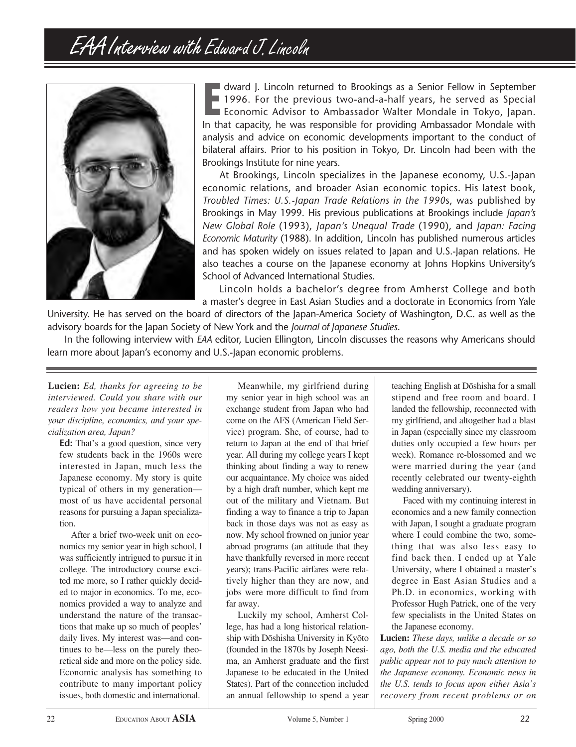# EAA Interview with Edward J. Lincoln

Edward J. Lincoln returned to Brookings as a Senior Fellow in September 1996. For the previous two-and-a-half years, he served as Special Economic Advisor to Ambassador Walter Mondale in Tokyo, Japan. In that capacity, he was responsible for providing Ambassador Mondale with analysis and advice on economic developments important to the conduct of bilateral affairs. Prior to his position in Tokyo, Dr. Lincoln had been with the Brookings Institute for nine years.

At Brookings, Lincoln specializes in the Japanese economy, U.S.-Japan economic relations, and broader Asian economic topics. His latest book, *Troubled Times: U.S.-Japan Trade Relations in the 1990s*, was published by Brookings in May 1999. His previous publications at Brookings include *Japan's New Global Role* (1993), *Japan's Unequal Trade* (1990), and *Japan: Facing Economic Maturity* (1988). In addition, Lincoln has published numerous articles and has spoken widely on issues related to Japan and U.S.-Japan relations. He also teaches a course on the Japanese economy at Johns Hopkins University's School of Advanced International Studies.

Lincoln holds a bachelor's degree from Amherst College and both a master's degree in East Asian Studies and a doctorate in Economics from Yale University. He has served on the board of directors of the Japan-America Society of Washington, D.C. as well as the advisory boards for the Japan Society of New York and the *Journal of Japanese Studies*.

In the following interview with *EAA* editor, Lucien Ellington, Lincoln discusses the reasons why Americans should learn more about Japan's economy and U.S.-Japan economic problems.

**Lucien:** *Ed, thanks for agreeing to be interviewed. Could you share with our readers how you became interested in your discipline, economics, and your specialization area, Japan?*

**Ed:** That's a good question, since very few students back in the 1960s were interested in Japan, much less the Japanese economy. My story is quite typical of others in my generation—most of us have accidental personal reasons for pursuing a Japan specialization.

After a brief two-week unit on economics my senior year in high school, I was sufficiently intrigued to pursue it in college. The introductory course excited me more, so I rather quickly decided to major in economics. To me, economics provided a way to analyze and understand the nature of the transactions that make up so much of peoples' daily lives. My interest was—and continues to be—less on the purely theoretical side and more on the policy side. Economic analysis has something to contribute to many important policy issues, both domestic and international.

Meanwhile, my girlfriend during my senior year in high school was an exchange student from Japan who had come on the AFS (American Field Service) program. She, of course, had to return to Japan at the end of that brief year. All during my college years I kept thinking about finding a way to renew our acquaintance. My choice was aided by a high draft number, which kept me out of the military and Vietnam. But finding a way to finance a trip to Japan back in those days was not as easy as now. My school frowned on junior year abroad programs (an attitude that they have thankfully reversed in more recent years); trans-Pacific airfares were relatively higher than they are now, and jobs were more difficult to find from far away.

Luckily my school, Amherst College, has had a long historical relationship with Dōshisha University in Kyōto (founded in the 1870s by Joseph Neesima, an Amherst graduate and the first Japanese to be educated in the United States). Part of the connection included an annual fellowship to spend a year teaching English at Dōshisha for a small stipend and free room and board. I landed the fellowship, reconnected with my girlfriend, and altogether had a blast in Japan (especially since my classroom duties only occupied a few hours per week). Romance re-blossomed and we were married during the year (and recently celebrated our twenty-eighth wedding anniversary).

Faced with my continuing interest in economics and a new family connection with Japan, I sought a graduate program where I could combine the two, something that was also less easy to find back then. I ended up at Yale University, where I obtained a master's degree in East Asian Studies and a Ph.D. in economics, working with Professor Hugh Patrick, one of the very few specialists in the United States on the Japanese economy.

**Lucien:** *These days, unlike a decade or so ago, both the U.S. media and the educated public appear not to pay much attention to the Japanese economy. Economic news in the U.S. tends to focus upon either Asia's recovery from recent problems or on*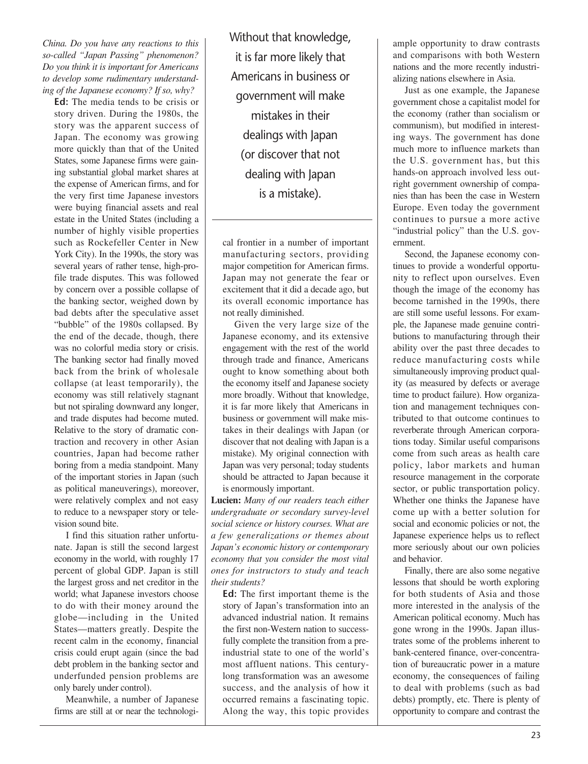*China. Do you have any reactions to this so-called "Japan Passing" phenomenon? Do you think it is important for Americans to develop some rudimentary understanding of the Japanese economy? If so, why?*

**Ed:** The media tends to be crisis or story driven. During the 1980s, the story was the apparent success of Japan. The economy was growing more quickly than that of the United States, some Japanese firms were gaining substantial global market shares at the expense of American firms, and for the very first time Japanese investors were buying financial assets and real estate in the United States (including a number of highly visible properties such as Rockefeller Center in New York City). In the 1990s, the story was several years of rather tense, high-profile trade disputes. This was followed by concern over a possible collapse of the banking sector, weighed down by bad debts after the speculative asset "bubble" of the 1980s collapsed. By the end of the decade, though, there was no colorful media story or crisis. The banking sector had finally moved back from the brink of wholesale collapse (at least temporarily), the economy was still relatively stagnant but not spiraling downward any longer, and trade disputes had become muted. Relative to the story of dramatic contraction and recovery in other Asian countries, Japan had become rather boring from a media standpoint. Many of the important stories in Japan (such as political maneuverings), moreover, were relatively complex and not easy to reduce to a newspaper story or television sound bite.

I find this situation rather unfortunate. Japan is still the second largest economy in the world, with roughly 17 percent of global GDP. Japan is still the largest gross and net creditor in the world; what Japanese investors choose to do with their money around the globe—including in the United States—matters greatly. Despite the recent calm in the economy, financial crisis could erupt again (since the bad debt problem in the banking sector and underfunded pension problems are only barely under control).

Meanwhile, a number of Japanese firms are still at or near the technological frontier in a number of important manufacturing sectors, providing major competition for American firms. Japan may not generate the fear or excitement that it did a decade ago, but its overall economic importance has not really diminished.

Given the very large size of the Japanese economy, and its extensive engagement with the rest of the world through trade and finance, Americans ought to know something about both the economy itself and Japanese society more broadly. Without that knowledge, it is far more likely that Americans in business or government will make mistakes in their dealings with Japan (or discover that not dealing with Japan is a mistake). My original connection with Japan was very personal; today students should be attracted to Japan because it is enormously important.

> Without that knowledge, it is far more likely that Americans in business or government will make mistakes in their dealings with Japan (or discover that not dealing with Japan is a mistake).

**Lucien:** *Many of our readers teach either undergraduate or secondary survey-level social science or history courses. What are a few generalizations or themes about Japan's economic history or contemporary economy that you consider the most vital ones for instructors to study and teach their students?*

**Ed:** The first important theme is the story of Japan's transformation into an advanced industrial nation. It remains the first non-Western nation to successfully complete the transition from a pre-industrial state to one of the world's most affluent nations. This century-long transformation was an awesome success, and the analysis of how it occurred remains a fascinating topic. Along the way, this topic provides ample opportunity to draw contrasts and comparisons with both Western nations and the more recently industrializing nations elsewhere in Asia.

Just as one example, the Japanese government chose a capitalist model for the economy (rather than socialism or communism), but modified in interesting ways. The government has done much more to influence markets than the U.S. government has, but this hands-on approach involved less outright government ownership of companies than has been the case in Western Europe. Even today the government continues to pursue a more active "industrial policy" than the U.S. government.

Second, the Japanese economy continues to provide a wonderful opportunity to reflect upon ourselves. Even though the image of the economy has become tarnished in the 1990s, there are still some useful lessons. For example, the Japanese made genuine contributions to manufacturing through their ability over the past three decades to reduce manufacturing costs while simultaneously improving product quality (as measured by defects or average time to product failure). How organization and management techniques contributed to that outcome continues to reverberate through American corporations today. Similar useful comparisons come from such areas as health care policy, labor markets and human resource management in the corporate sector, or public transportation policy. Whether one thinks the Japanese have come up with a better solution for social and economic policies or not, the Japanese experience helps us to reflect more seriously about our own policies and behavior.

Finally, there are also some negative lessons that should be worth exploring for both students of Asia and those more interested in the analysis of the American political economy. Much has gone wrong in the 1990s. Japan illustrates some of the problems inherent to bank-centered finance, over-concentration of bureaucratic power in a mature economy, the consequences of failing to deal with problems (such as bad debts) promptly, etc. There is plenty of opportunity to compare and contrast the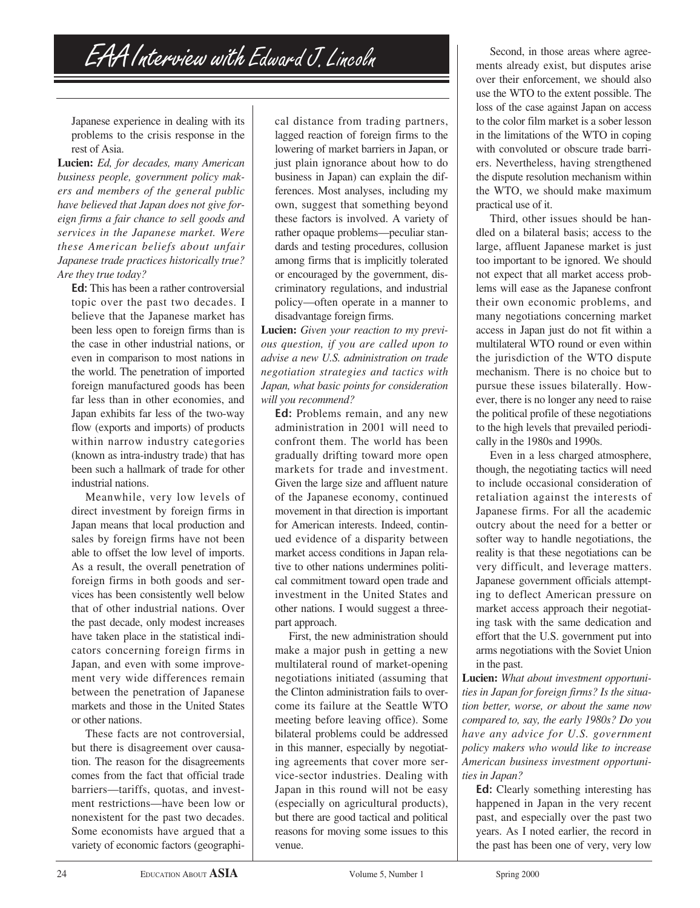# EAA Interview with Edward J. Lincoln

Japanese experience in dealing with its problems to the crisis response in the rest of Asia.

**Lucien:** *Ed, for decades, many American business people, government policy makers and members of the general public have believed that Japan does not give foreign firms a fair chance to sell goods and services in the Japanese market. Were these American beliefs about unfair Japanese trade practices historically true? Are they true today?*

**Ed:** This has been a rather controversial topic over the past two decades. I believe that the Japanese market has been less open to foreign firms than is the case in other industrial nations, or even in comparison to most nations in the world. The penetration of imported foreign manufactured goods has been far less than in other economies, and Japan exhibits far less of the two-way flow (exports and imports) of products within narrow industry categories (known as intra-industry trade) that has been such a hallmark of trade for other industrial nations.

Meanwhile, very low levels of direct investment by foreign firms in Japan means that local production and sales by foreign firms have not been able to offset the low level of imports. As a result, the overall penetration of foreign firms in both goods and services has been consistently well below that of other industrial nations. Over the past decade, only modest increases have taken place in the statistical indicators concerning foreign firms in Japan, and even with some improvement very wide differences remain between the penetration of Japanese markets and those in the United States or other nations.

These facts are not controversial, but there is disagreement over causation. The reason for the disagreements comes from the fact that official trade barriers—tariffs, quotas, and investment restrictions—have been low or nonexistent for the past two decades. Some economists have argued that a variety of economic factors (geographical distance from trading partners, lagged reaction of foreign firms to the lowering of market barriers in Japan, or just plain ignorance about how to do business in Japan) can explain the differences. Most analyses, including my own, suggest that something beyond these factors is involved. A variety of rather opaque problems—peculiar standards and testing procedures, collusion among firms that is implicitly tolerated or encouraged by the government, discriminatory regulations, and industrial policy—often operate in a manner to disadvantage foreign firms.

**Lucien:** *Given your reaction to my previous question, if you are called upon to advise a new U.S. administration on trade negotiation strategies and tactics with Japan, what basic points for consideration will you recommend?*

**Ed:** Problems remain, and any new administration in 2001 will need to confront them. The world has been gradually drifting toward more open markets for trade and investment. Given the large size and affluent nature of the Japanese economy, continued movement in that direction is important for American interests. Indeed, continued evidence of a disparity between market access conditions in Japan relative to other nations undermines political commitment toward open trade and investment in the United States and other nations. I would suggest a three-part approach.

First, the new administration should make a major push in getting a new multilateral round of market-opening negotiations initiated (assuming that the Clinton administration fails to overcome its failure at the Seattle WTO meeting before leaving office). Some bilateral problems could be addressed in this manner, especially by negotiating agreements that cover more service-sector industries. Dealing with Japan in this round will not be easy (especially on agricultural products), but there are good tactical and political reasons for moving some issues to this venue.

Second, in those areas where agreements already exist, but disputes arise over their enforcement, we should also use the WTO to the extent possible. The loss of the case against Japan on access to the color film market is a sober lesson in the limitations of the WTO in coping with convoluted or obscure trade barriers. Nevertheless, having strengthened the dispute resolution mechanism within the WTO, we should make maximum practical use of it.

Third, other issues should be handled on a bilateral basis; access to the large, affluent Japanese market is just too important to be ignored. We should not expect that all market access problems will ease as the Japanese confront their own economic problems, and many negotiations concerning market access in Japan just do not fit within a multilateral WTO round or even within the jurisdiction of the WTO dispute mechanism. There is no choice but to pursue these issues bilaterally. However, there is no longer any need to raise the political profile of these negotiations to the high levels that prevailed periodically in the 1980s and 1990s.

Even in a less charged atmosphere, though, the negotiating tactics will need to include occasional consideration of retaliation against the interests of Japanese firms. For all the academic outcry about the need for a better or softer way to handle negotiations, the reality is that these negotiations can be very difficult, and leverage matters. Japanese government officials attempting to deflect American pressure on market access approach their negotiating task with the same dedication and effort that the U.S. government put into arms negotiations with the Soviet Union in the past.

**Lucien:** *What about investment opportunities in Japan for foreign firms? Is the situation better, worse, or about the same now compared to, say, the early 1980s? Do you have any advice for U.S. government policy makers who would like to increase American business investment opportunities in Japan?*

**Ed:** Clearly something interesting has happened in Japan in the very recent past, and especially over the past two years. As I noted earlier, the record in the past has been one of very, very low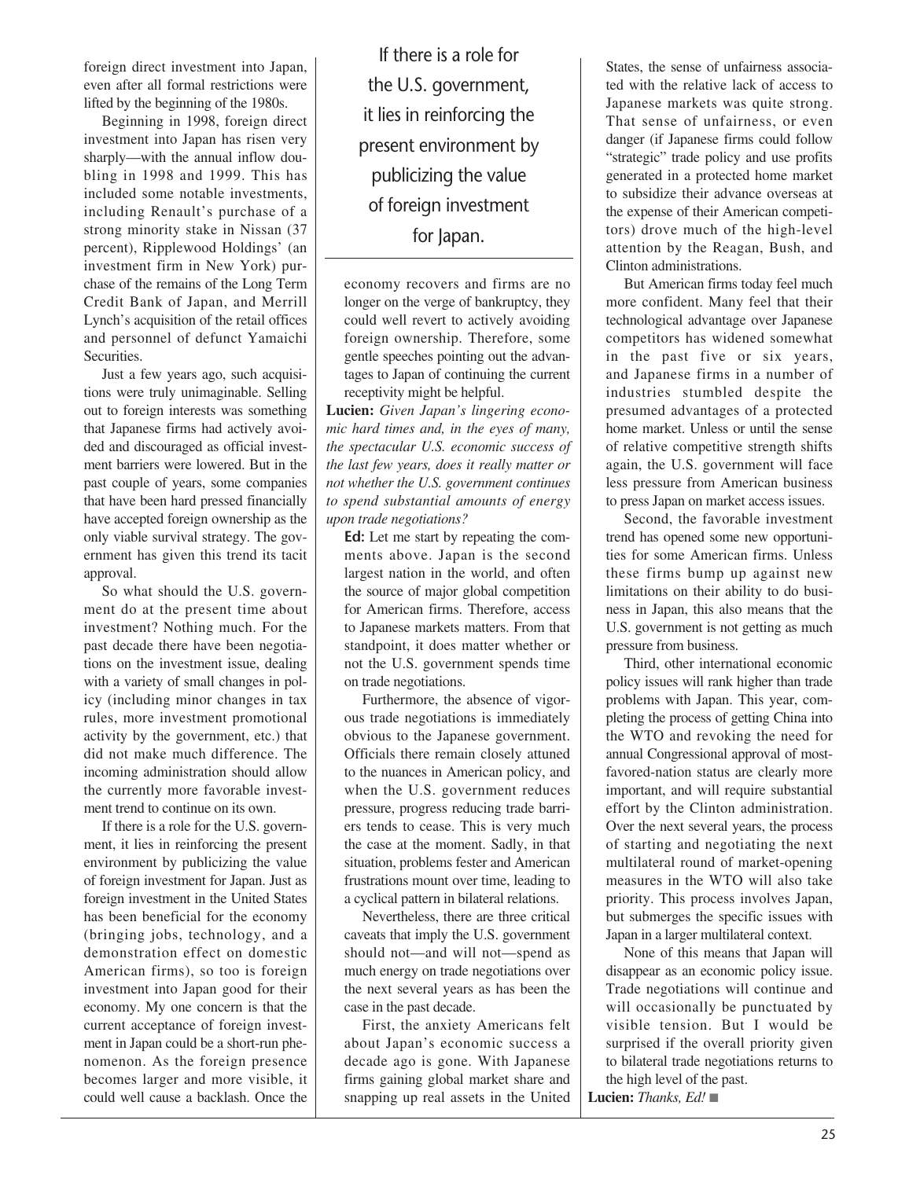foreign direct investment into Japan, even after all formal restrictions were lifted by the beginning of the 1980s.

Beginning in 1998, foreign direct investment into Japan has risen very sharply—with the annual inflow doubling in 1998 and 1999. This has included some notable investments, including Renault's purchase of a strong minority stake in Nissan (37 percent), Ripplewood Holdings' (an investment firm in New York) purchase of the remains of the Long Term Credit Bank of Japan, and Merrill Lynch's acquisition of the retail offices and personnel of defunct Yamaichi Securities.

Just a few years ago, such acquisitions were truly unimaginable. Selling out to foreign interests was something that Japanese firms had actively avoided and discouraged as official investment barriers were lowered. But in the past couple of years, some companies that have been hard pressed financially have accepted foreign ownership as the only viable survival strategy. The government has given this trend its tacit approval.

So what should the U.S. government do at the present time about investment? Nothing much. For the past decade there have been negotiations on the investment issue, dealing with a variety of small changes in policy (including minor changes in tax rules, more investment promotional activity by the government, etc.) that did not make much difference. The incoming administration should allow the currently more favorable investment trend to continue on its own.

If there is a role for the U.S. government, it lies in reinforcing the present environment by publicizing the value of foreign investment for Japan. Just as foreign investment in the United States has been beneficial for the economy (bringing jobs, technology, and a demonstration effect on domestic American firms), so too is foreign investment into Japan good for their economy. My one concern is that the current acceptance of foreign investment in Japan could be a short-run phenomenon. As the foreign presence becomes larger and more visible, it could well cause a backlash. Once the economy recovers and firms are no longer on the verge of bankruptcy, they could well revert to actively avoiding foreign ownership. Therefore, some gentle speeches pointing out the advantages to Japan of continuing the current receptivity might be helpful.

> If there is a role for the U.S. government, it lies in reinforcing the present environment by publicizing the value of foreign investment for Japan.

**Lucien:** *Given Japan's lingering economic hard times and, in the eyes of many, the spectacular U.S. economic success of the last few years, does it really matter or not whether the U.S. government continues to spend substantial amounts of energy upon trade negotiations?*

**Ed:** Let me start by repeating the comments above. Japan is the second largest nation in the world, and often the source of major global competition for American firms. Therefore, access to Japanese markets matters. From that standpoint, it does matter whether or not the U.S. government spends time on trade negotiations.

Furthermore, the absence of vigorous trade negotiations is immediately obvious to the Japanese government. Officials there remain closely attuned to the nuances in American policy, and when the U.S. government reduces pressure, progress reducing trade barriers tends to cease. This is very much the case at the moment. Sadly, in that situation, problems fester and American frustrations mount over time, leading to a cyclical pattern in bilateral relations.

Nevertheless, there are three critical caveats that imply the U.S. government should not—and will not—spend as much energy on trade negotiations over the next several years as has been the case in the past decade.

First, the anxiety Americans felt about Japan's economic success a decade ago is gone. With Japanese firms gaining global market share and snapping up real assets in the United States, the sense of unfairness associated with the relative lack of access to Japanese markets was quite strong. That sense of unfairness, or even danger (if Japanese firms could follow "strategic" trade policy and use profits generated in a protected home market to subsidize their advance overseas at the expense of their American competitors) drove much of the high-level attention by the Reagan, Bush, and Clinton administrations.

But American firms today feel much more confident. Many feel that their technological advantage over Japanese competitors has widened somewhat in the past five or six years, and Japanese firms in a number of industries stumbled despite the presumed advantages of a protected home market. Unless or until the sense of relative competitive strength shifts again, the U.S. government will face less pressure from American business to press Japan on market access issues.

Second, the favorable investment trend has opened some new opportunities for some American firms. Unless these firms bump up against new limitations on their ability to do business in Japan, this also means that the U.S. government is not getting as much pressure from business.

Third, other international economic policy issues will rank higher than trade problems with Japan. This year, completing the process of getting China into the WTO and revoking the need for annual Congressional approval of most-favored-nation status are clearly more important, and will require substantial effort by the Clinton administration. Over the next several years, the process of starting and negotiating the next multilateral round of market-opening measures in the WTO will also take priority. This process involves Japan, but submerges the specific issues with Japan in a larger multilateral context.

None of this means that Japan will disappear as an economic policy issue. Trade negotiations will continue and will occasionally be punctuated by visible tension. But I would be surprised if the overall priority given to bilateral trade negotiations returns to the high level of the past.

**Lucien:** *Thanks, Ed!* ■